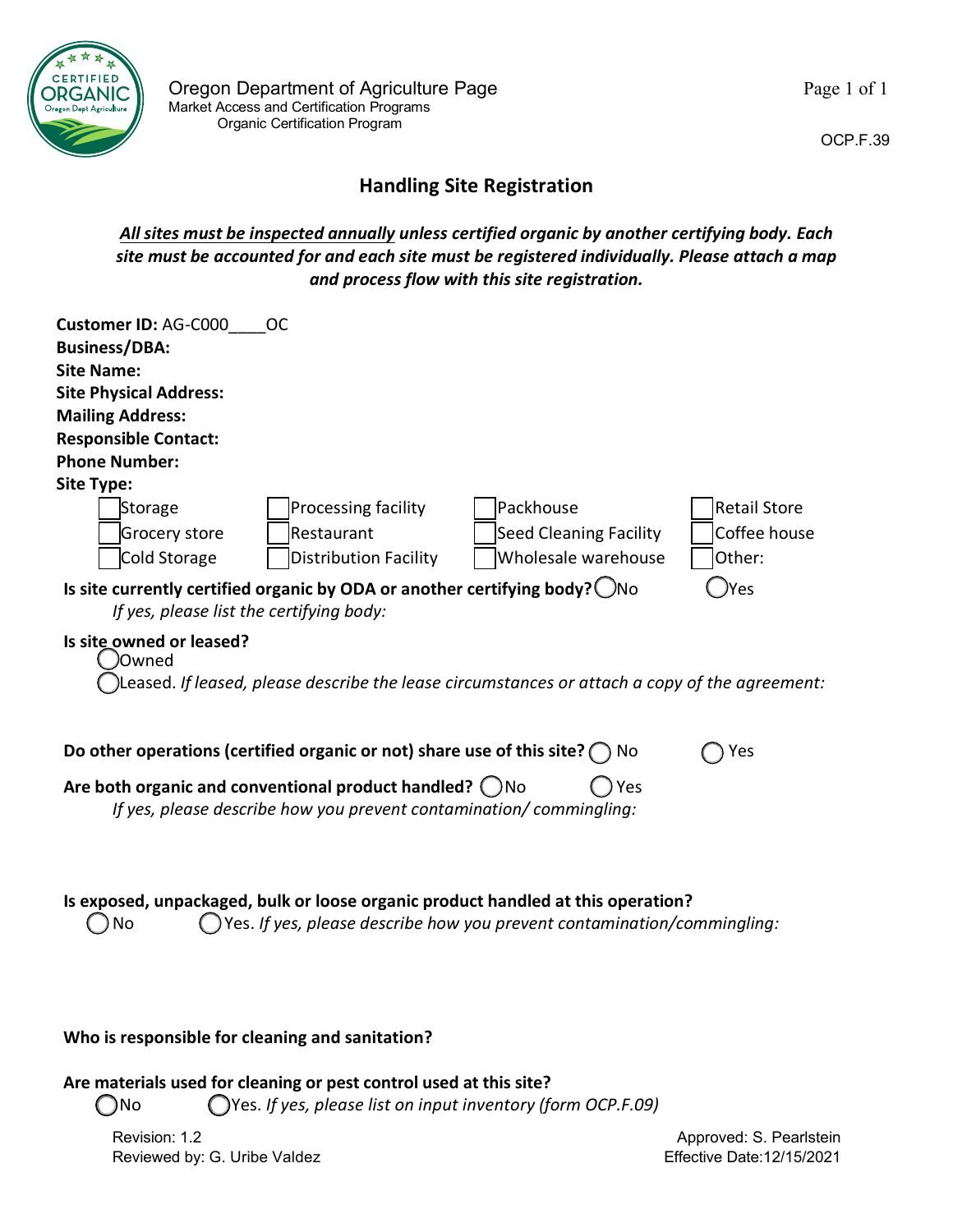Oregon Department of Agriculture Page
Market Access and Certification Programs
Organic Certification Program

OCP.F.39

# Handling Site Registration

***All sites must be inspected annually*** ***unless certified organic by another certifying body. Each site must be accounted for and each site must be registered individually. Please attach a map and process flow with this site registration.***

**Customer ID:** AG-C000____OC
**Business/DBA:**
**Site Name:**
**Site Physical Address:**
**Mailing Address:**
**Responsible Contact:**
**Phone Number:**
**Site Type:**

| | | | |
|---|---|---|---|
| ☐ Storage | ☐ Processing facility | ☐ Packhouse | ☐ Retail Store |
| ☐ Grocery store | ☐ Restaurant | ☐ Seed Cleaning Facility | ☐ Coffee house |
| ☐ Cold Storage | ☐ Distribution Facility | ☐ Wholesale warehouse | ☐ Other: |

**Is site currently certified organic by ODA or another certifying body?** ◯ No ◯ Yes
*If yes, please list the certifying body:*

**Is site owned or leased?**
◯ Owned
◯ Leased. *If leased, please describe the lease circumstances or attach a copy of the agreement:*

**Do other operations (certified organic or not) share use of this site?** ◯ No ◯ Yes

**Are both organic and conventional product handled?** ◯ No ◯ Yes
*If yes, please describe how you prevent contamination/ commingling:*

**Is exposed, unpackaged, bulk or loose organic product handled at this operation?**
◯ No ◯ Yes. *If yes, please describe how you prevent contamination/commingling:*

**Who is responsible for cleaning and sanitation?**

**Are materials used for cleaning or pest control used at this site?**
◯ No ◯ Yes. *If yes, please list on input inventory (form OCP.F.09)*

Revision: 1.2
Reviewed by: G. Uribe Valdez
Approved: S. Pearlstein
Effective Date:12/15/2021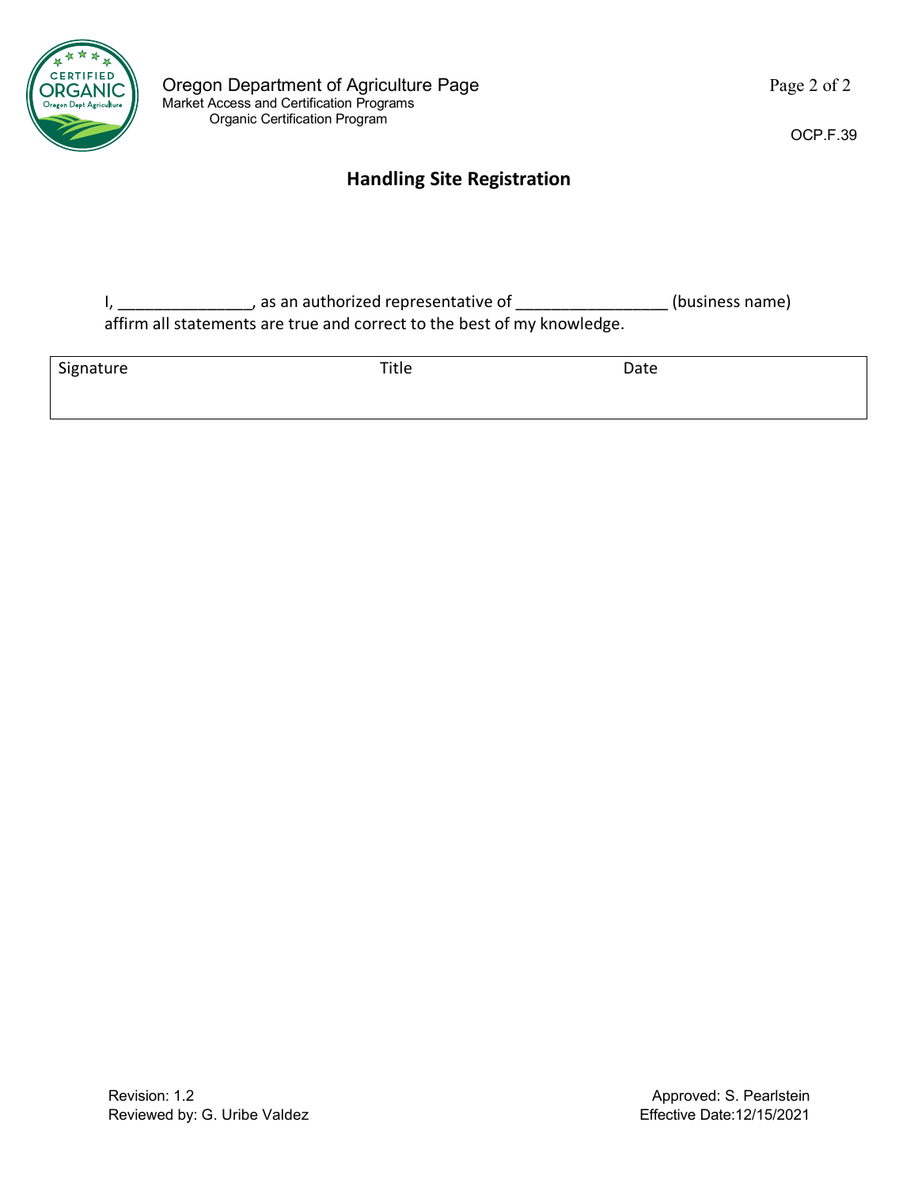# Handling Site Registration

I, _______________, as an authorized representative of _________________ (business name) affirm all statements are true and correct to the best of my knowledge.

| Signature | Title | Date |
| --- | --- | --- |
| | | |

Revision: 1.2
Reviewed by: G. Uribe Valdez

Approved: S. Pearlstein
Effective Date:12/15/2021